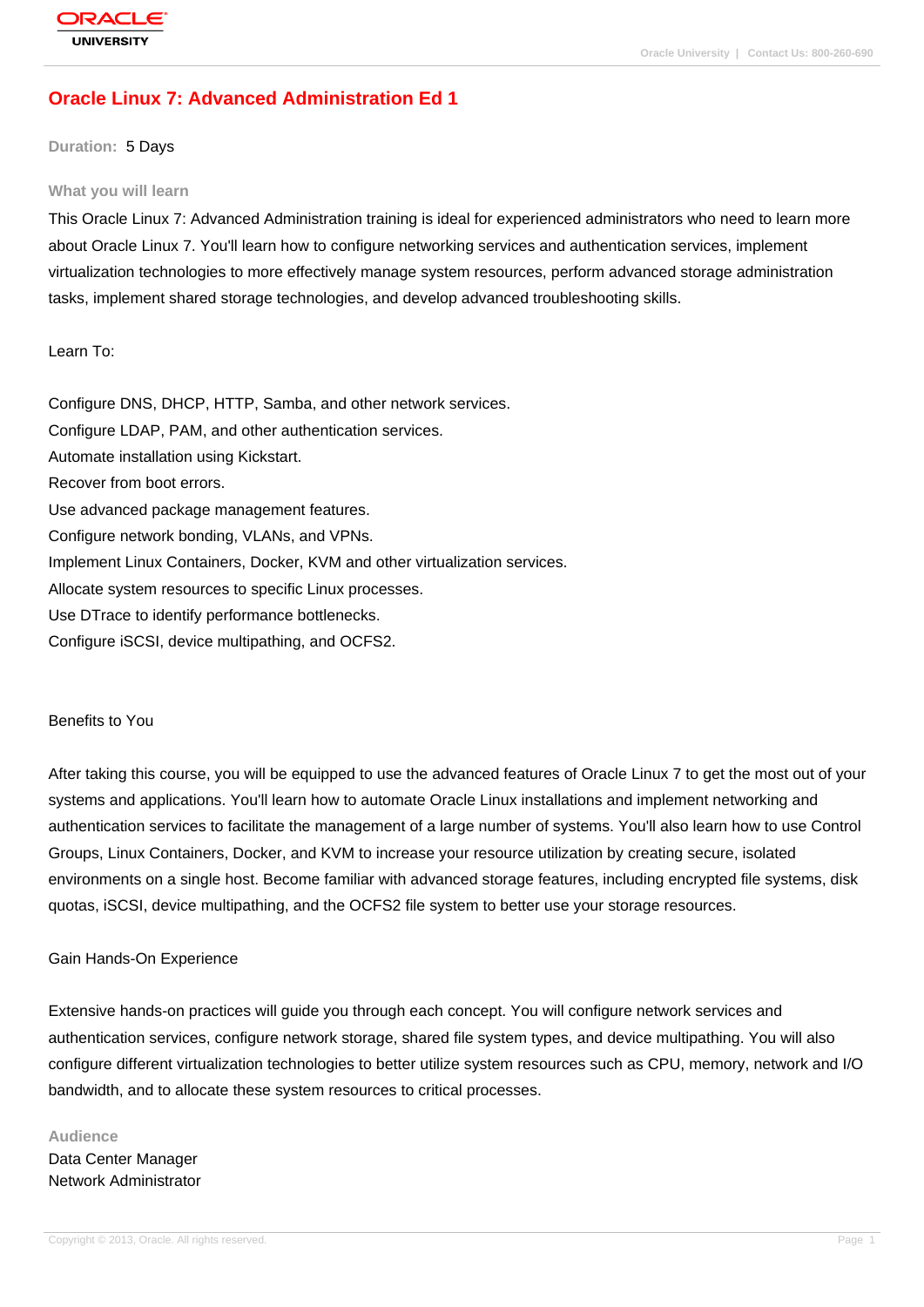# Oracle Linux 7: Advanced Administration Ed 1

**Duration:** 5 Days

## What you will learn

This Oracle Linux 7: Advanced Administration training is ideal for experienced administrators who need to learn more about Oracle Linux 7. You'll learn how to configure networking services and authentication services, implement virtualization technologies to more effectively manage system resources, perform advanced storage administration tasks, implement shared storage technologies, and develop advanced troubleshooting skills.

Learn To:

Configure DNS, DHCP, HTTP, Samba, and other network services.
Configure LDAP, PAM, and other authentication services.
Automate installation using Kickstart.
Recover from boot errors.
Use advanced package management features.
Configure network bonding, VLANs, and VPNs.
Implement Linux Containers, Docker, KVM and other virtualization services.
Allocate system resources to specific Linux processes.
Use DTrace to identify performance bottlenecks.
Configure iSCSI, device multipathing, and OCFS2.

Benefits to You

After taking this course, you will be equipped to use the advanced features of Oracle Linux 7 to get the most out of your systems and applications. You'll learn how to automate Oracle Linux installations and implement networking and authentication services to facilitate the management of a large number of systems. You'll also learn how to use Control Groups, Linux Containers, Docker, and KVM to increase your resource utilization by creating secure, isolated environments on a single host. Become familiar with advanced storage features, including encrypted file systems, disk quotas, iSCSI, device multipathing, and the OCFS2 file system to better use your storage resources.

Gain Hands-On Experience

Extensive hands-on practices will guide you through each concept. You will configure network services and authentication services, configure network storage, shared file system types, and device multipathing. You will also configure different virtualization technologies to better utilize system resources such as CPU, memory, network and I/O bandwidth, and to allocate these system resources to critical processes.

## Audience

Data Center Manager
Network Administrator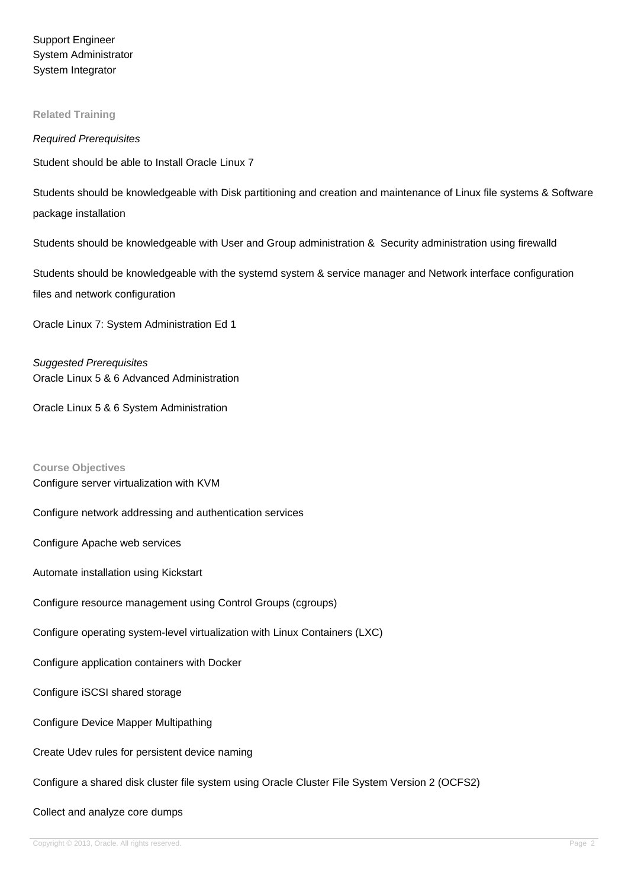Support Engineer
System Administrator
System Integrator

### Related Training

*Required Prerequisites*

Student should be able to Install Oracle Linux 7

Students should be knowledgeable with Disk partitioning and creation and maintenance of Linux file systems & Software package installation

Students should be knowledgeable with User and Group administration &  Security administration using firewalld

Students should be knowledgeable with the systemd system & service manager and Network interface configuration files and network configuration

Oracle Linux 7: System Administration Ed 1

*Suggested Prerequisites*
Oracle Linux 5 & 6 Advanced Administration

Oracle Linux 5 & 6 System Administration

### Course Objectives

Configure server virtualization with KVM

Configure network addressing and authentication services

Configure Apache web services

Automate installation using Kickstart

Configure resource management using Control Groups (cgroups)

Configure operating system-level virtualization with Linux Containers (LXC)

Configure application containers with Docker

Configure iSCSI shared storage

Configure Device Mapper Multipathing

Create Udev rules for persistent device naming

Configure a shared disk cluster file system using Oracle Cluster File System Version 2 (OCFS2)

Collect and analyze core dumps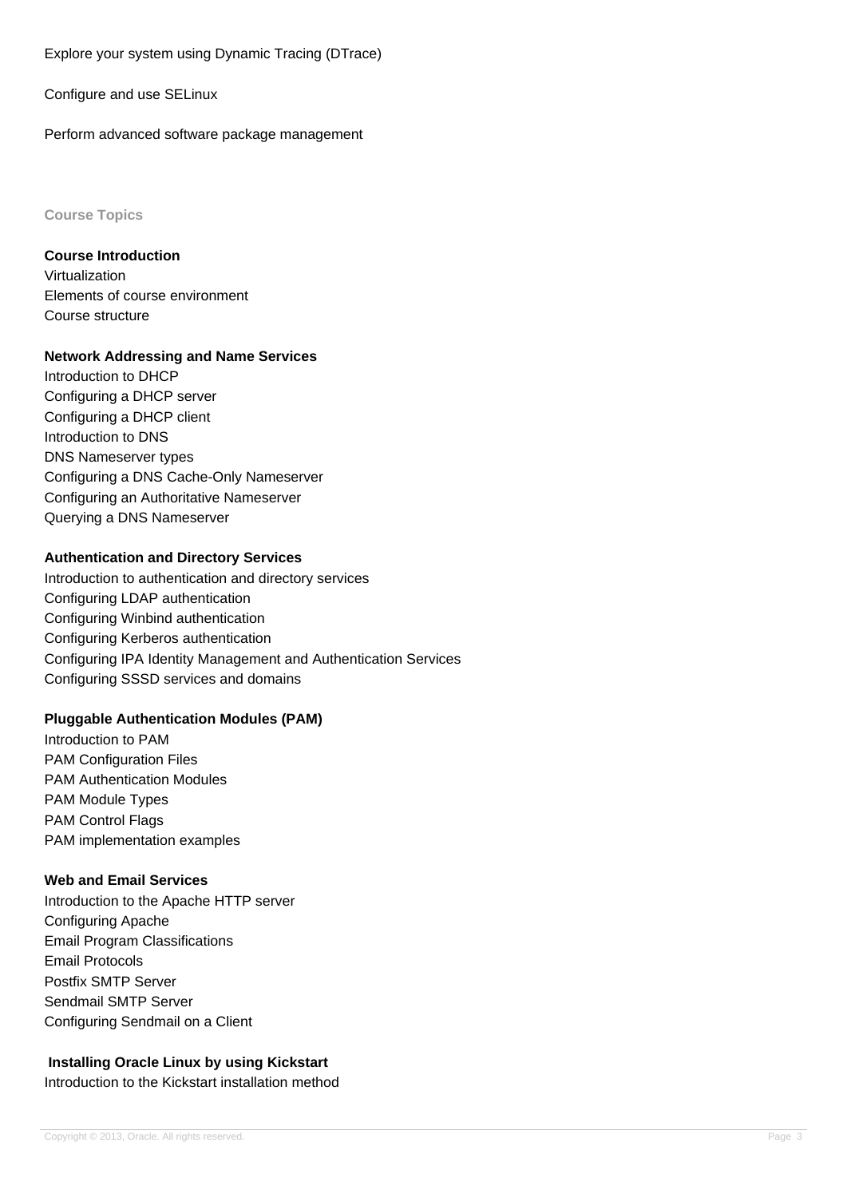Explore your system using Dynamic Tracing (DTrace)

Configure and use SELinux

Perform advanced software package management

## Course Topics

**Course Introduction**
Virtualization
Elements of course environment
Course structure

**Network Addressing and Name Services**
Introduction to DHCP
Configuring a DHCP server
Configuring a DHCP client
Introduction to DNS
DNS Nameserver types
Configuring a DNS Cache-Only Nameserver
Configuring an Authoritative Nameserver
Querying a DNS Nameserver

**Authentication and Directory Services**
Introduction to authentication and directory services
Configuring LDAP authentication
Configuring Winbind authentication
Configuring Kerberos authentication
Configuring IPA Identity Management and Authentication Services
Configuring SSSD services and domains

**Pluggable Authentication Modules (PAM)**
Introduction to PAM
PAM Configuration Files
PAM Authentication Modules
PAM Module Types
PAM Control Flags
PAM implementation examples

**Web and Email Services**
Introduction to the Apache HTTP server
Configuring Apache
Email Program Classifications
Email Protocols
Postfix SMTP Server
Sendmail SMTP Server
Configuring Sendmail on a Client

**Installing Oracle Linux by using Kickstart**
Introduction to the Kickstart installation method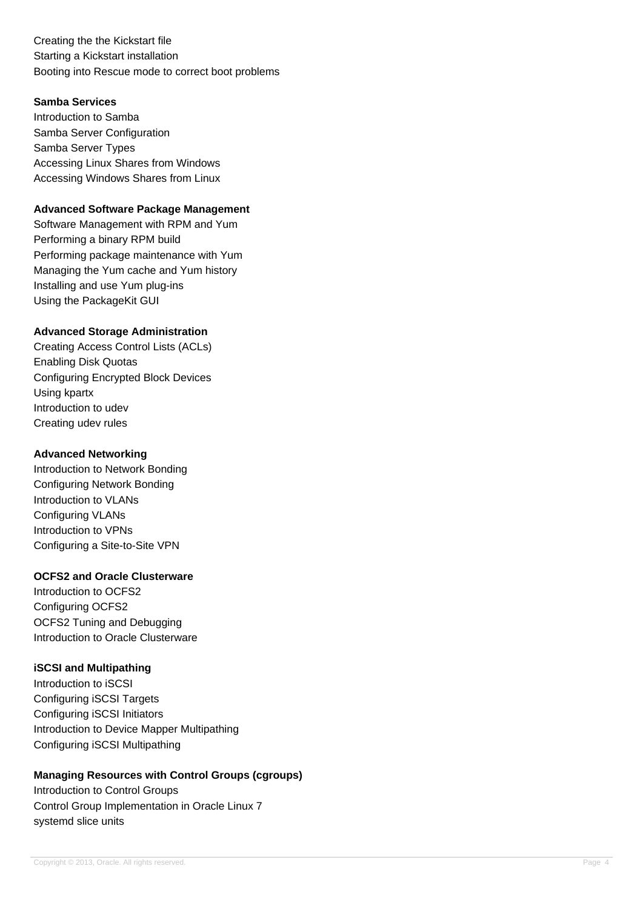Creating the the Kickstart file
Starting a Kickstart installation
Booting into Rescue mode to correct boot problems

**Samba Services**

Introduction to Samba
Samba Server Configuration
Samba Server Types
Accessing Linux Shares from Windows
Accessing Windows Shares from Linux

**Advanced Software Package Management**

Software Management with RPM and Yum
Performing a binary RPM build
Performing package maintenance with Yum
Managing the Yum cache and Yum history
Installing and use Yum plug-ins
Using the PackageKit GUI

**Advanced Storage Administration**

Creating Access Control Lists (ACLs)
Enabling Disk Quotas
Configuring Encrypted Block Devices
Using kpartx
Introduction to udev
Creating udev rules

**Advanced Networking**

Introduction to Network Bonding
Configuring Network Bonding
Introduction to VLANs
Configuring VLANs
Introduction to VPNs
Configuring a Site-to-Site VPN

**OCFS2 and Oracle Clusterware**

Introduction to OCFS2
Configuring OCFS2
OCFS2 Tuning and Debugging
Introduction to Oracle Clusterware

**iSCSI and Multipathing**

Introduction to iSCSI
Configuring iSCSI Targets
Configuring iSCSI Initiators
Introduction to Device Mapper Multipathing
Configuring iSCSI Multipathing

**Managing Resources with Control Groups (cgroups)**

Introduction to Control Groups
Control Group Implementation in Oracle Linux 7
systemd slice units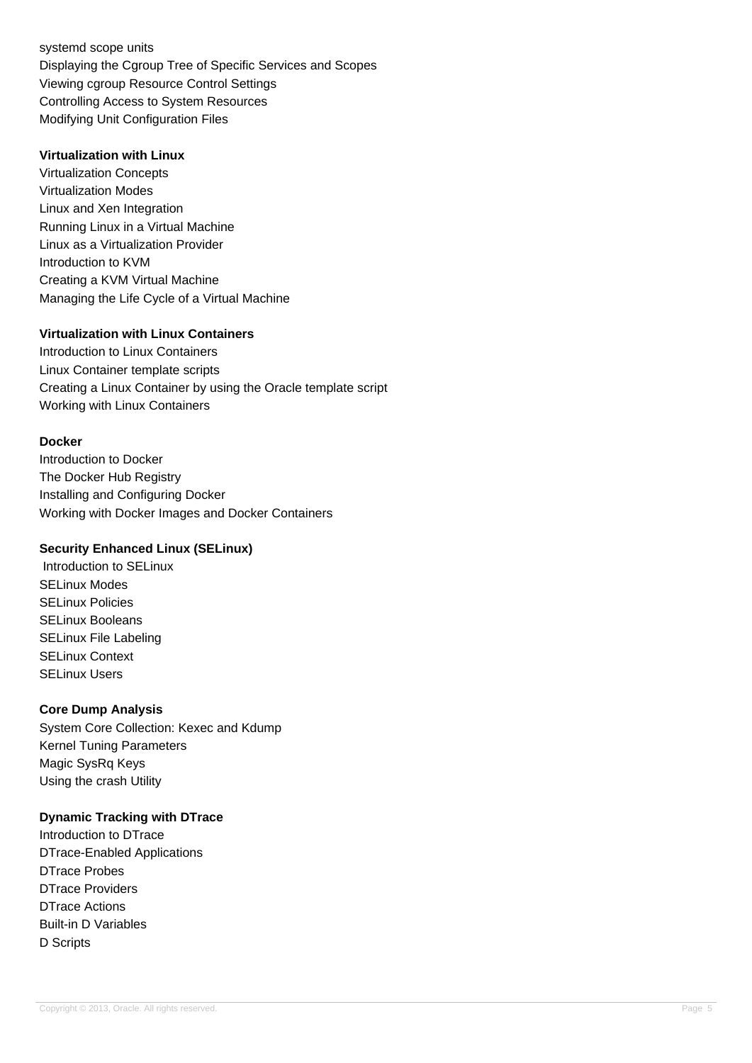systemd scope units
Displaying the Cgroup Tree of Specific Services and Scopes
Viewing cgroup Resource Control Settings
Controlling Access to System Resources
Modifying Unit Configuration Files

**Virtualization with Linux**

Virtualization Concepts
Virtualization Modes
Linux and Xen Integration
Running Linux in a Virtual Machine
Linux as a Virtualization Provider
Introduction to KVM
Creating a KVM Virtual Machine
Managing the Life Cycle of a Virtual Machine

**Virtualization with Linux Containers**

Introduction to Linux Containers
Linux Container template scripts
Creating a Linux Container by using the Oracle template script
Working with Linux Containers

**Docker**

Introduction to Docker
The Docker Hub Registry
Installing and Configuring Docker
Working with Docker Images and Docker Containers

**Security Enhanced Linux (SELinux)**

Introduction to SELinux
SELinux Modes
SELinux Policies
SELinux Booleans
SELinux File Labeling
SELinux Context
SELinux Users

**Core Dump Analysis**

System Core Collection: Kexec and Kdump
Kernel Tuning Parameters
Magic SysRq Keys
Using the crash Utility

**Dynamic Tracking with DTrace**

Introduction to DTrace
DTrace-Enabled Applications
DTrace Probes
DTrace Providers
DTrace Actions
Built-in D Variables
D Scripts